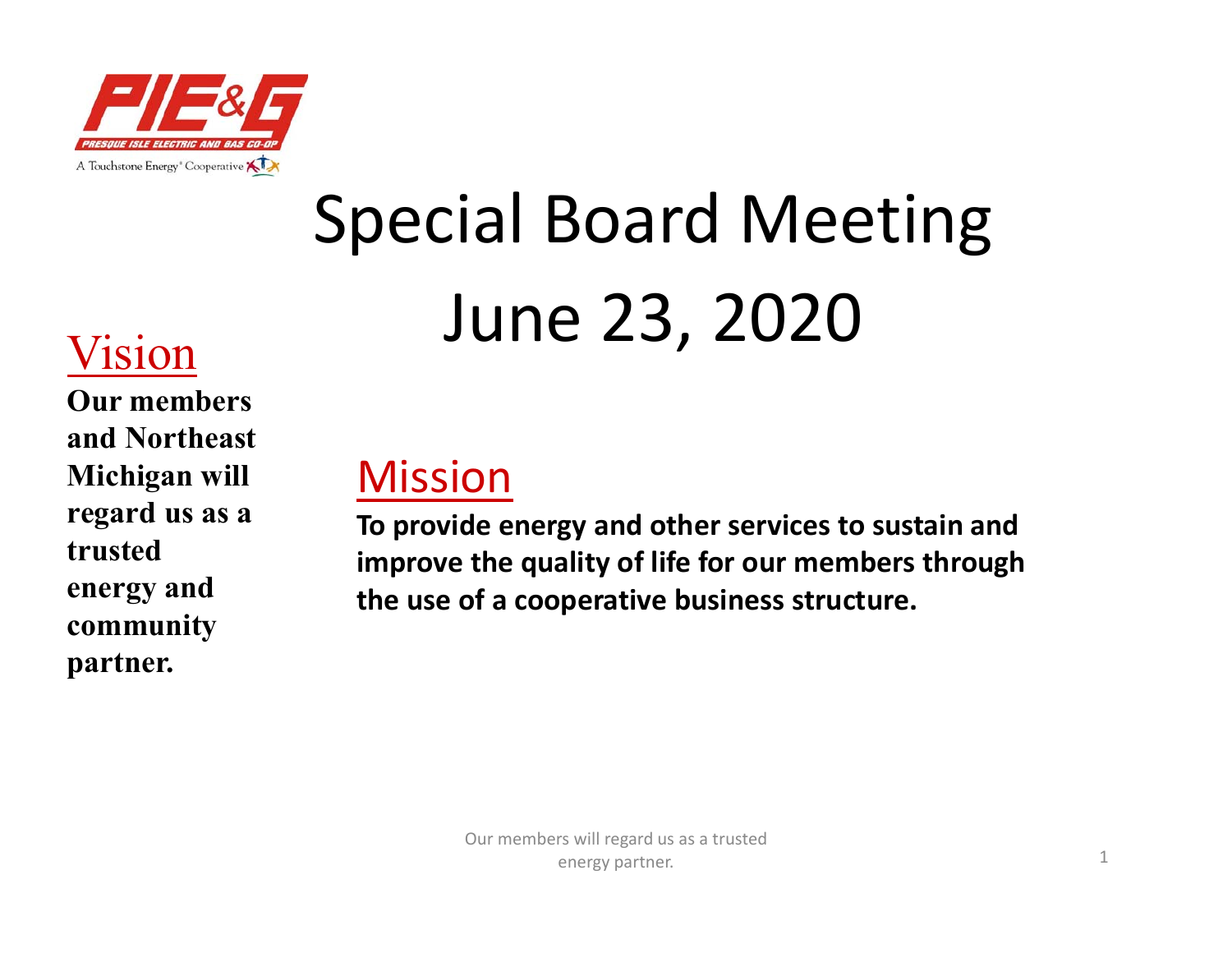PIE&G
PRESQUE ISLE ELECTRIC AND GAS CO-OP
A Touchstone Energy® Cooperative

# Special Board Meeting June 23, 2020

## Vision

**Our members and Northeast Michigan will regard us as a trusted energy and community partner.**

## Mission

**To provide energy and other services to sustain and improve the quality of life for our members through the use of a cooperative business structure.**

Our members will regard us as a trusted energy partner.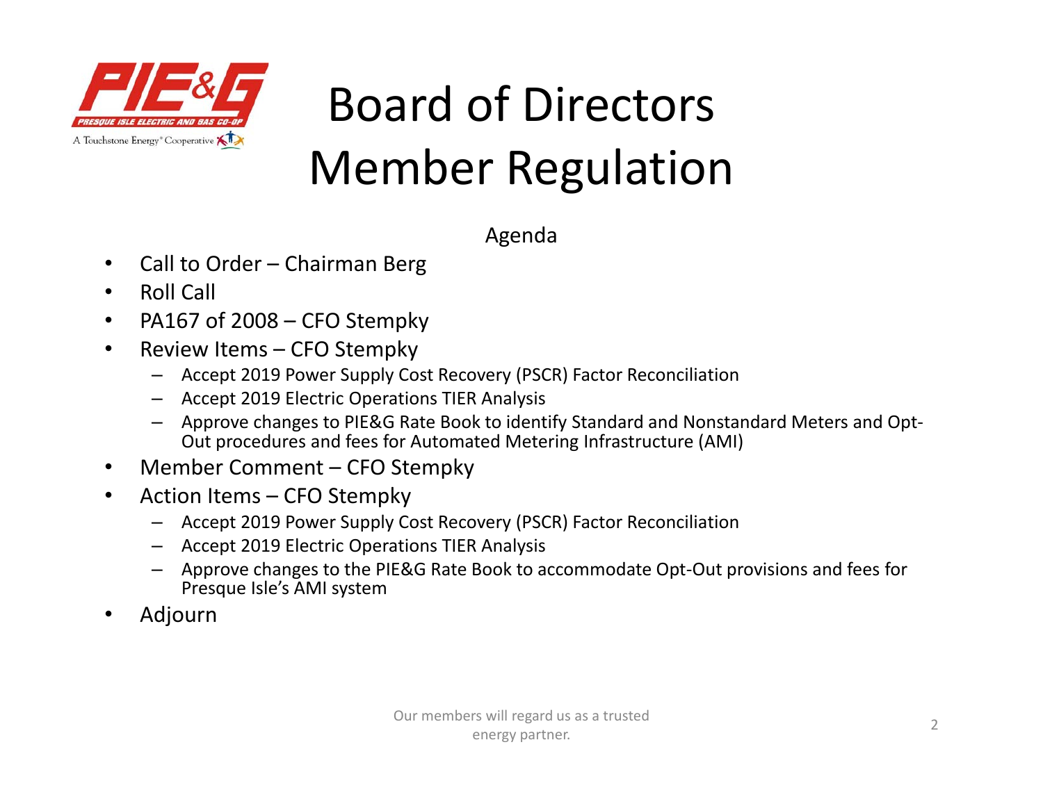# Board of Directors Member Regulation

Agenda

- Call to Order – Chairman Berg
- Roll Call
- PA167 of 2008 – CFO Stempky
- Review Items – CFO Stempky
  - Accept 2019 Power Supply Cost Recovery (PSCR) Factor Reconciliation
  - Accept 2019 Electric Operations TIER Analysis
  - Approve changes to PIE&G Rate Book to identify Standard and Nonstandard Meters and Opt-Out procedures and fees for Automated Metering Infrastructure (AMI)
- Member Comment – CFO Stempky
- Action Items – CFO Stempky
  - Accept 2019 Power Supply Cost Recovery (PSCR) Factor Reconciliation
  - Accept 2019 Electric Operations TIER Analysis
  - Approve changes to the PIE&G Rate Book to accommodate Opt-Out provisions and fees for Presque Isle's AMI system
- Adjourn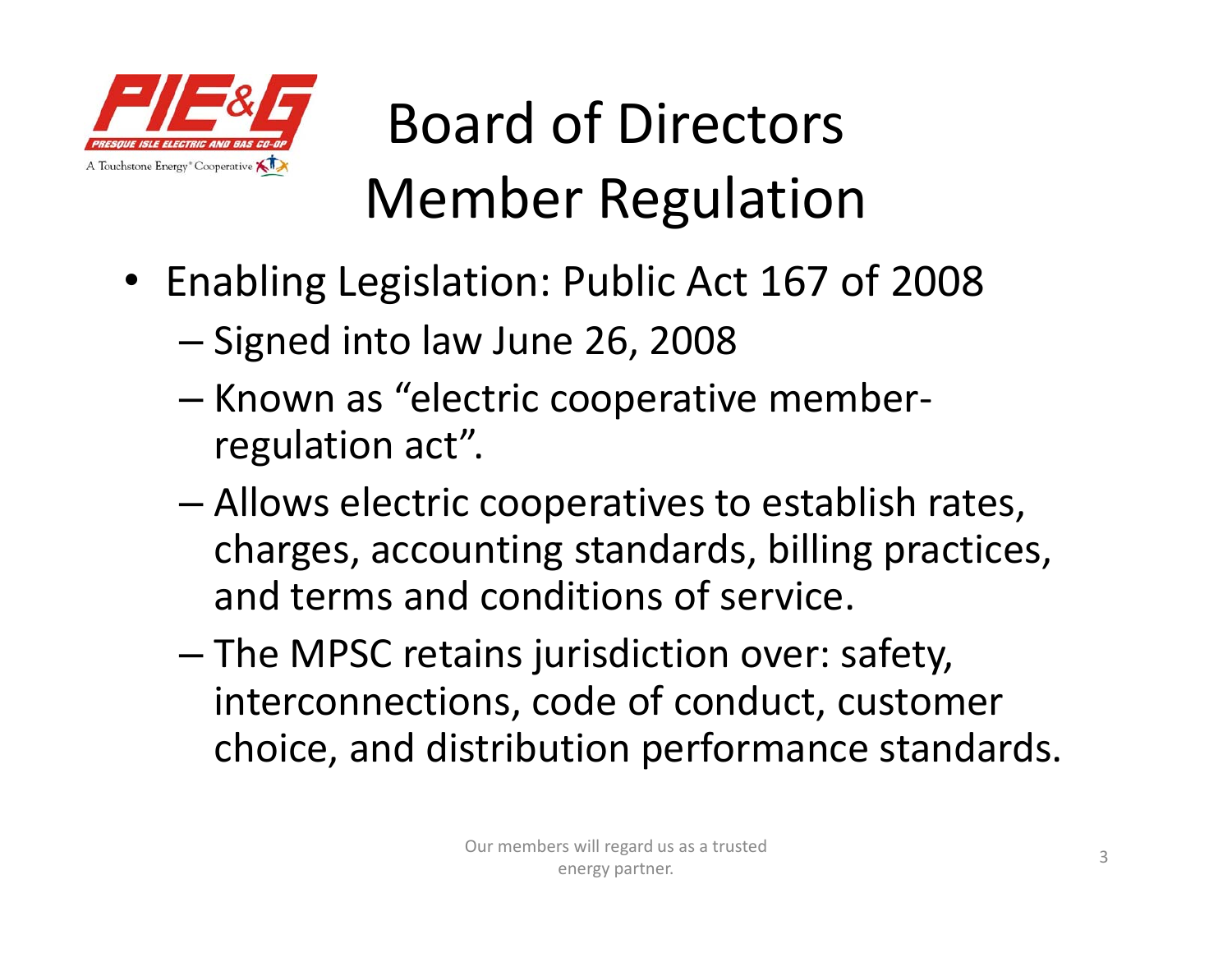# Board of Directors Member Regulation

- Enabling Legislation: Public Act 167 of 2008
  - Signed into law June 26, 2008
  - Known as "electric cooperative member-regulation act".
  - Allows electric cooperatives to establish rates, charges, accounting standards, billing practices, and terms and conditions of service.
  - The MPSC retains jurisdiction over: safety, interconnections, code of conduct, customer choice, and distribution performance standards.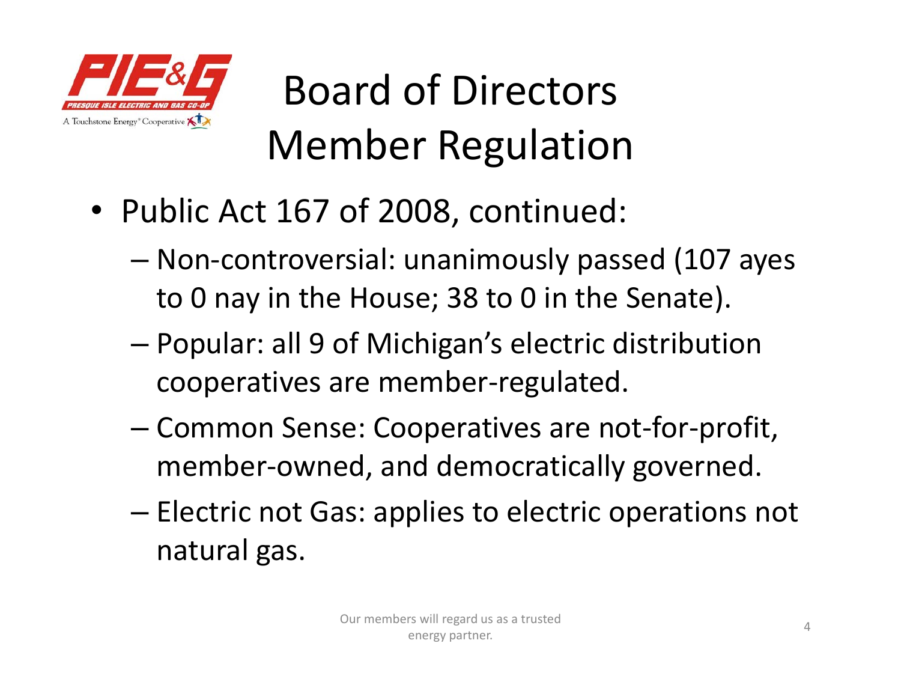# Board of Directors Member Regulation

- Public Act 167 of 2008, continued:
  - Non-controversial: unanimously passed (107 ayes to 0 nay in the House; 38 to 0 in the Senate).
  - Popular: all 9 of Michigan's electric distribution cooperatives are member-regulated.
  - Common Sense: Cooperatives are not-for-profit, member-owned, and democratically governed.
  - Electric not Gas: applies to electric operations not natural gas.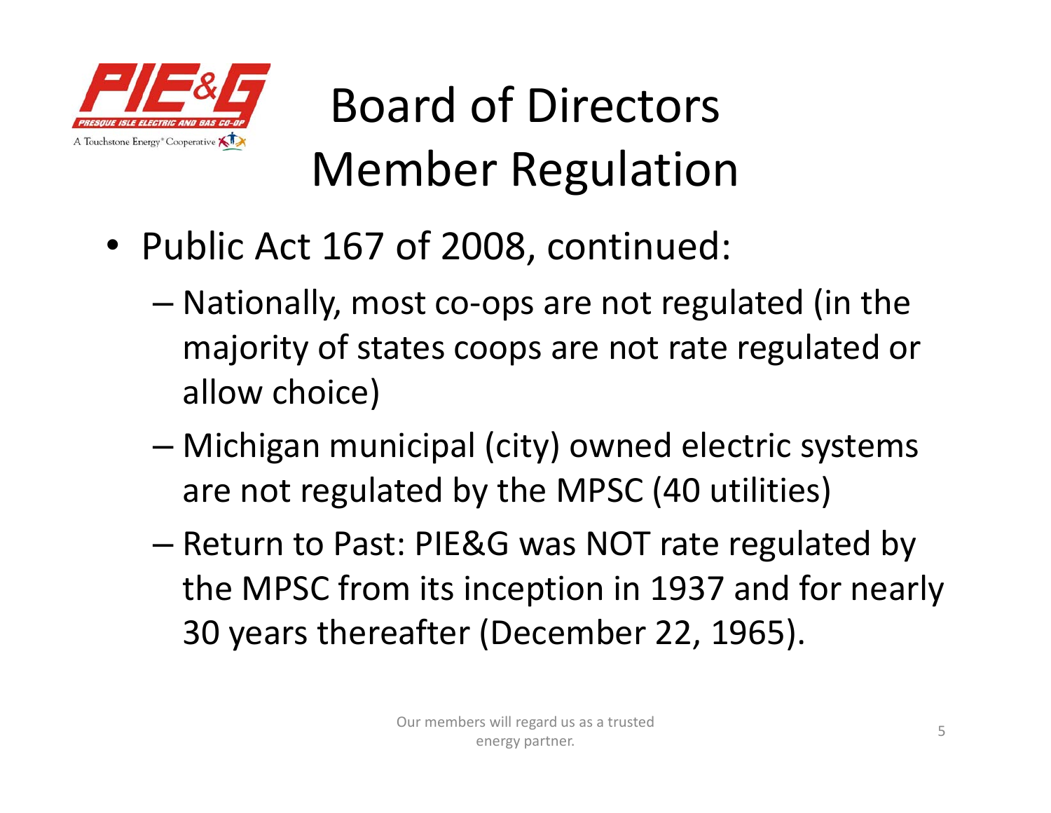# Board of Directors Member Regulation

- Public Act 167 of 2008, continued:
  - Nationally, most co-ops are not regulated (in the majority of states coops are not rate regulated or allow choice)
  - Michigan municipal (city) owned electric systems are not regulated by the MPSC (40 utilities)
  - Return to Past: PIE&G was NOT rate regulated by the MPSC from its inception in 1937 and for nearly 30 years thereafter (December 22, 1965).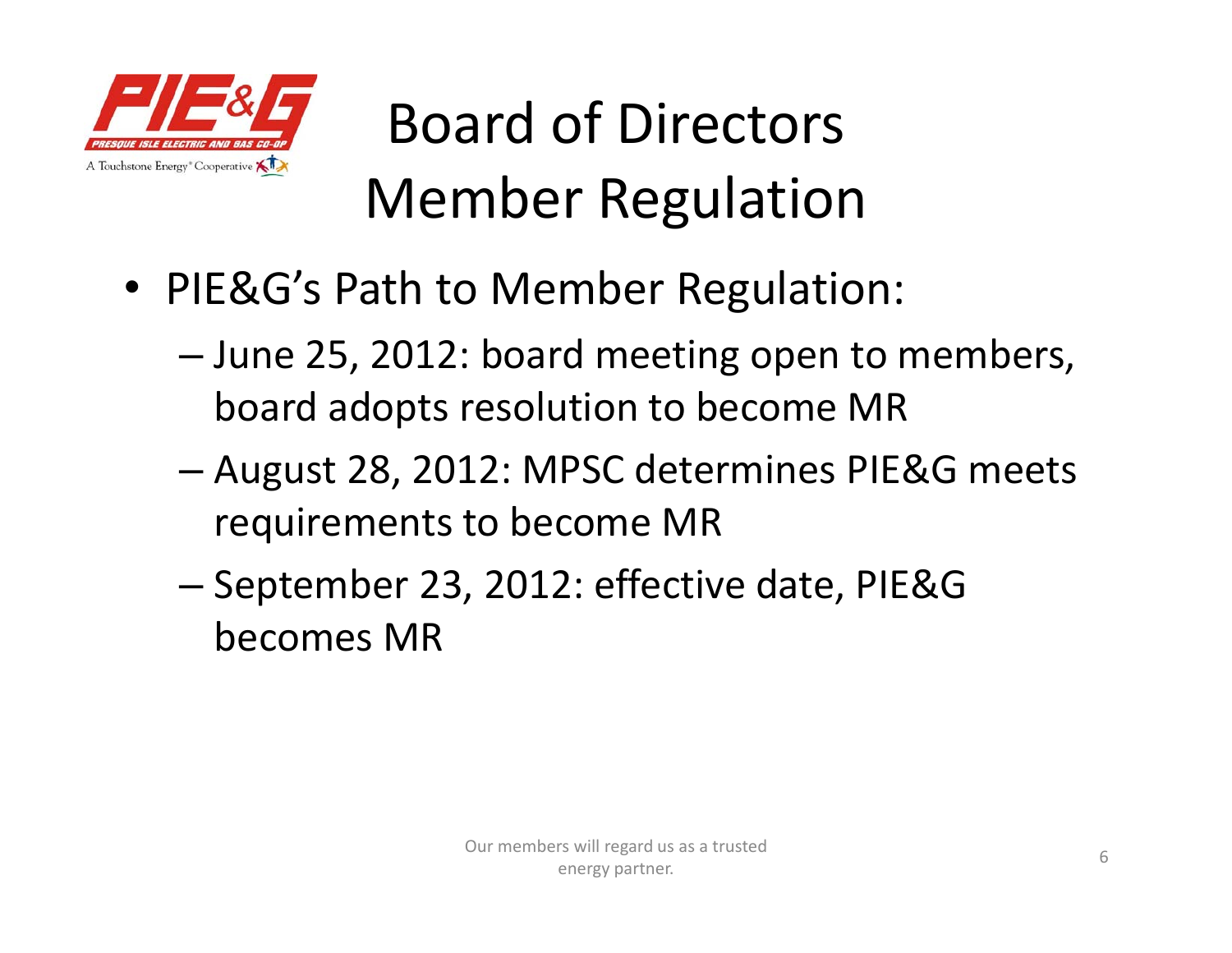# Board of Directors Member Regulation

- PIE&G's Path to Member Regulation:
  - June 25, 2012: board meeting open to members, board adopts resolution to become MR
  - August 28, 2012: MPSC determines PIE&G meets requirements to become MR
  - September 23, 2012: effective date, PIE&G becomes MR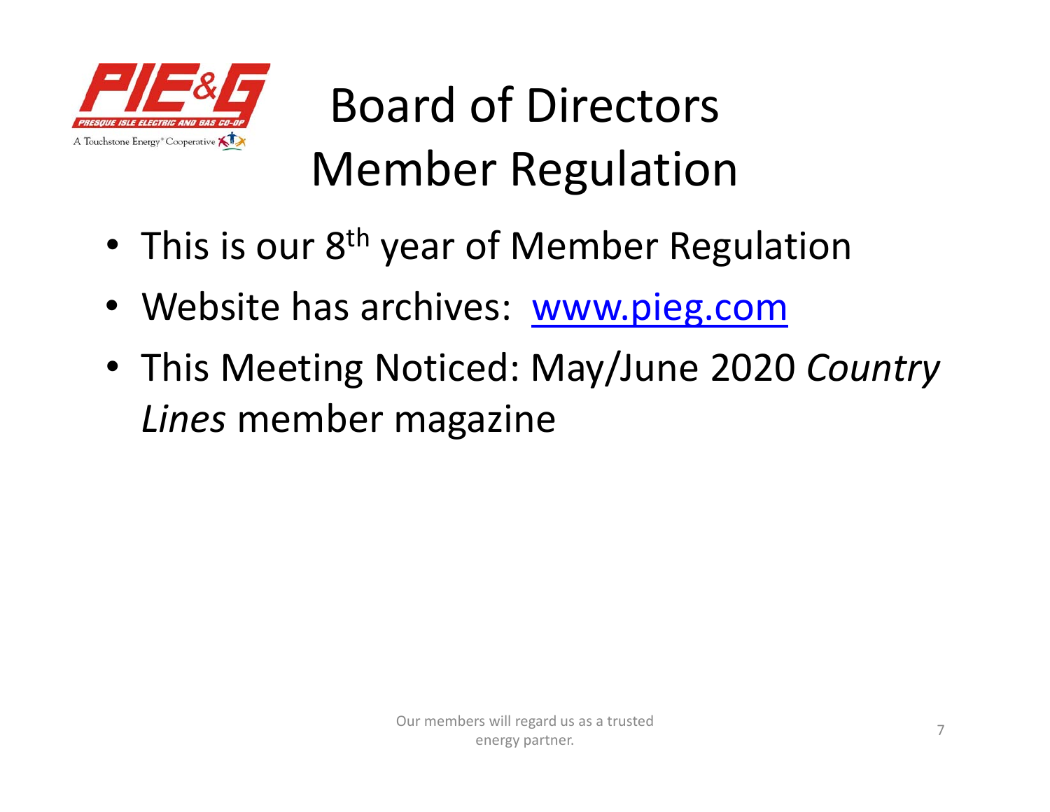# Board of Directors Member Regulation

- This is our 8th year of Member Regulation
- Website has archives: [www.pieg.com](http://www.pieg.com)
- This Meeting Noticed: May/June 2020 *Country Lines* member magazine

Our members will regard us as a trusted energy partner.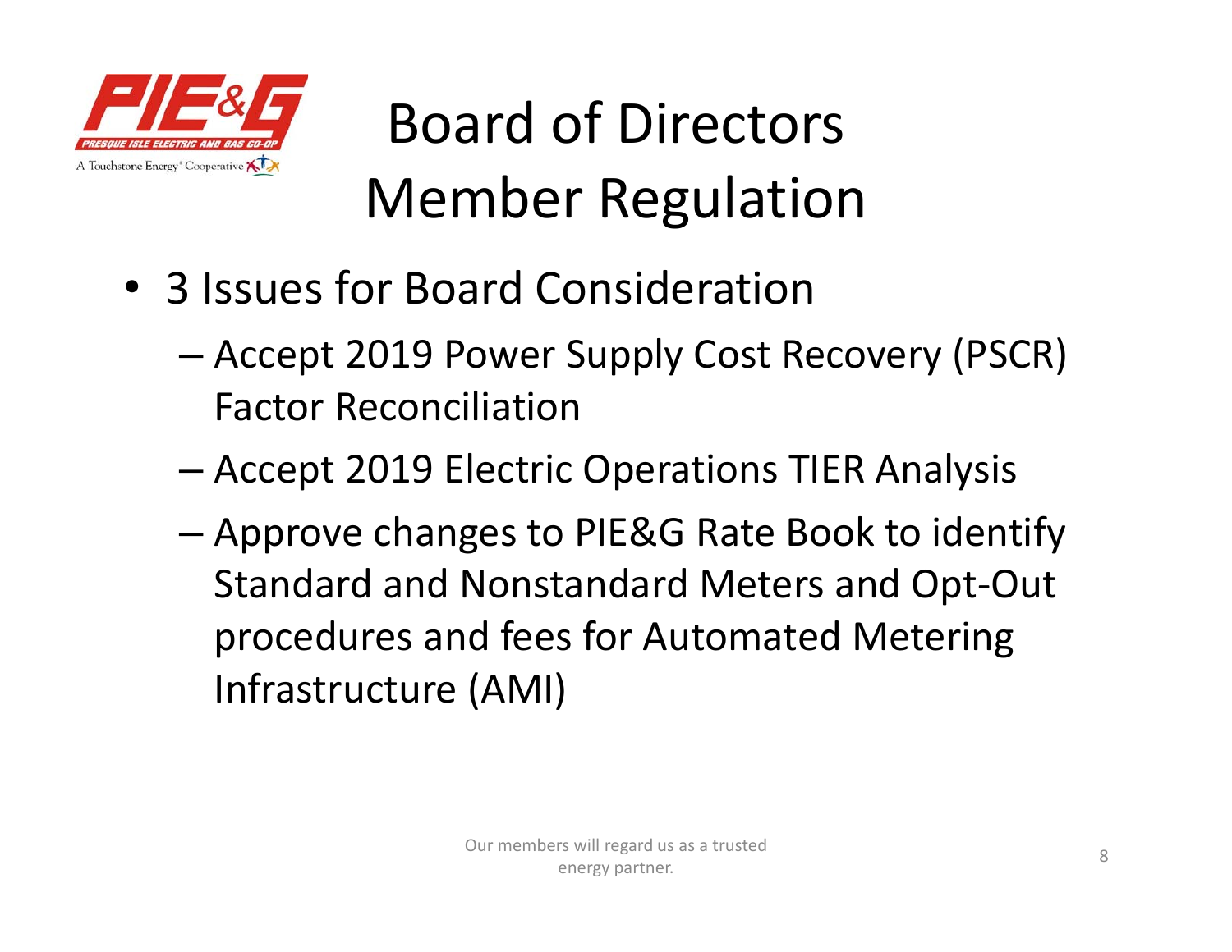# Board of Directors Member Regulation

- 3 Issues for Board Consideration
  - Accept 2019 Power Supply Cost Recovery (PSCR) Factor Reconciliation
  - Accept 2019 Electric Operations TIER Analysis
  - Approve changes to PIE&G Rate Book to identify Standard and Nonstandard Meters and Opt-Out procedures and fees for Automated Metering Infrastructure (AMI)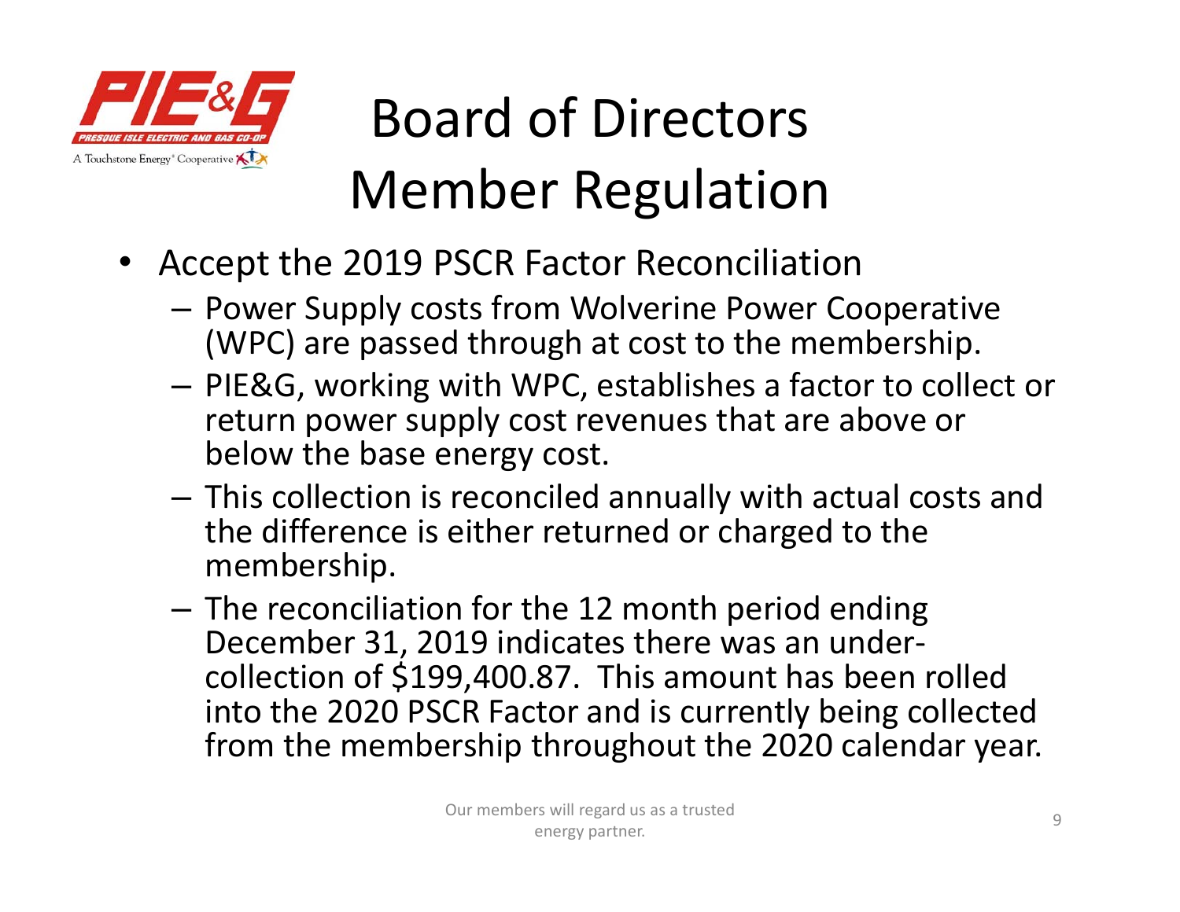# Board of Directors Member Regulation

- Accept the 2019 PSCR Factor Reconciliation
  - Power Supply costs from Wolverine Power Cooperative (WPC) are passed through at cost to the membership.
  - PIE&G, working with WPC, establishes a factor to collect or return power supply cost revenues that are above or below the base energy cost.
  - This collection is reconciled annually with actual costs and the difference is either returned or charged to the membership.
  - The reconciliation for the 12 month period ending December 31, 2019 indicates there was an under-collection of $199,400.87. This amount has been rolled into the 2020 PSCR Factor and is currently being collected from the membership throughout the 2020 calendar year.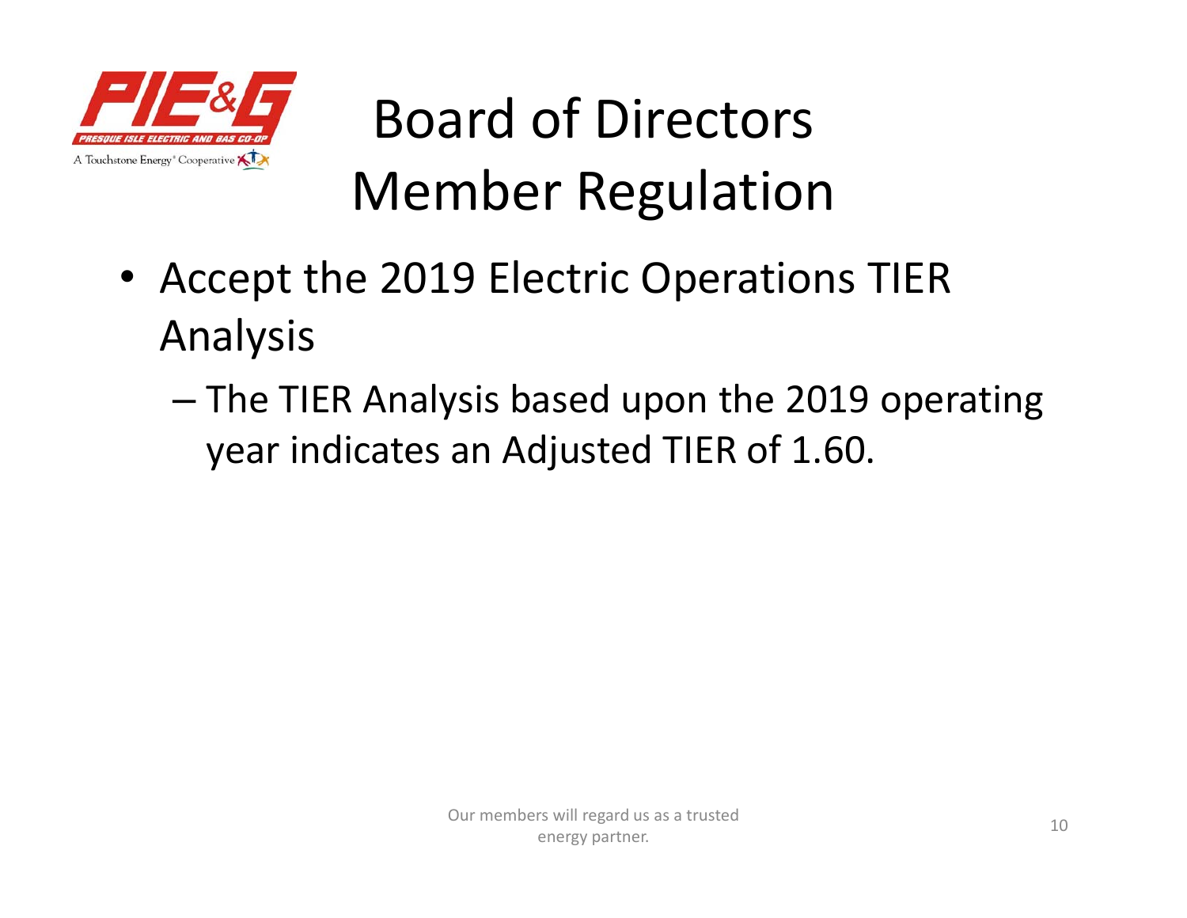# Board of Directors Member Regulation

- Accept the 2019 Electric Operations TIER Analysis
  - The TIER Analysis based upon the 2019 operating year indicates an Adjusted TIER of 1.60.

Our members will regard us as a trusted energy partner.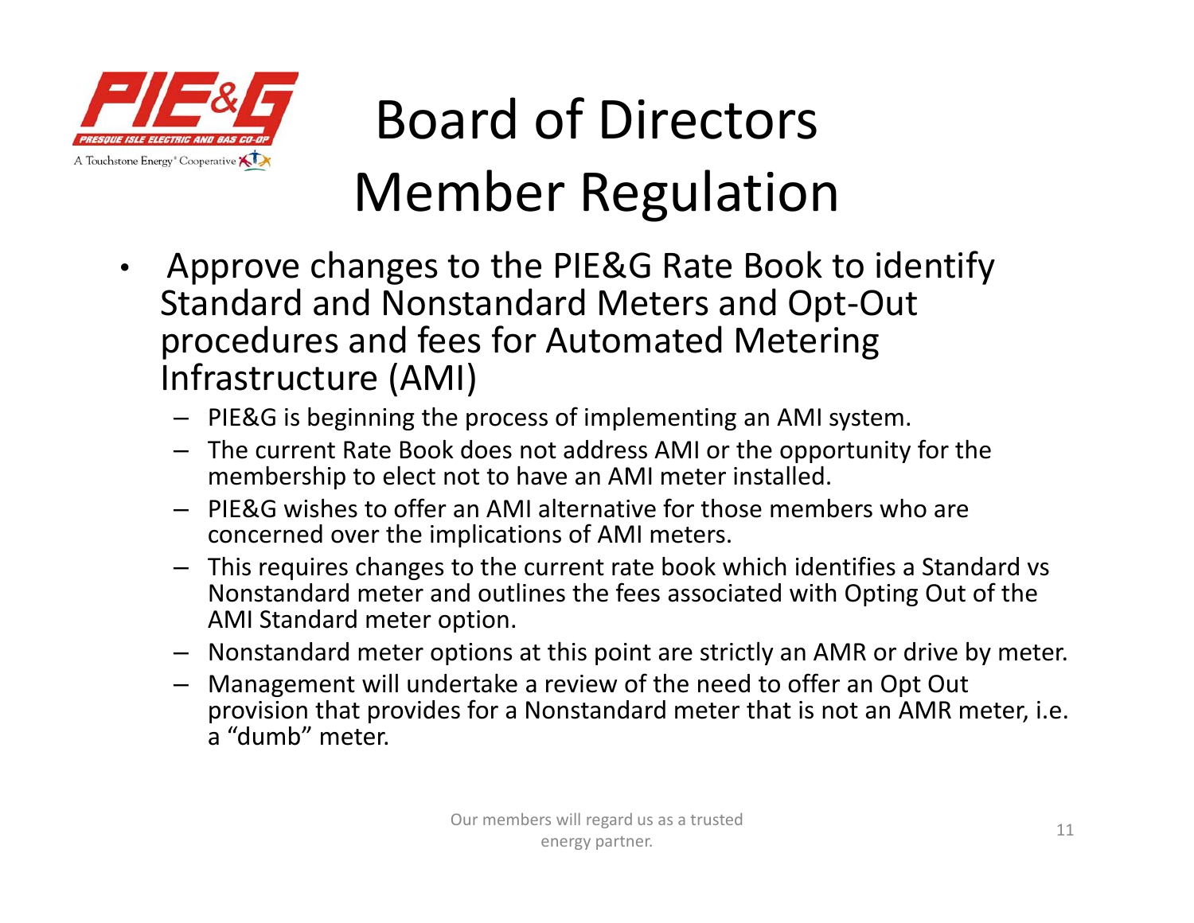# Board of Directors Member Regulation

- Approve changes to the PIE&G Rate Book to identify Standard and Nonstandard Meters and Opt-Out procedures and fees for Automated Metering Infrastructure (AMI)
  - PIE&G is beginning the process of implementing an AMI system.
  - The current Rate Book does not address AMI or the opportunity for the membership to elect not to have an AMI meter installed.
  - PIE&G wishes to offer an AMI alternative for those members who are concerned over the implications of AMI meters.
  - This requires changes to the current rate book which identifies a Standard vs Nonstandard meter and outlines the fees associated with Opting Out of the AMI Standard meter option.
  - Nonstandard meter options at this point are strictly an AMR or drive by meter.
  - Management will undertake a review of the need to offer an Opt Out provision that provides for a Nonstandard meter that is not an AMR meter, i.e. a “dumb” meter.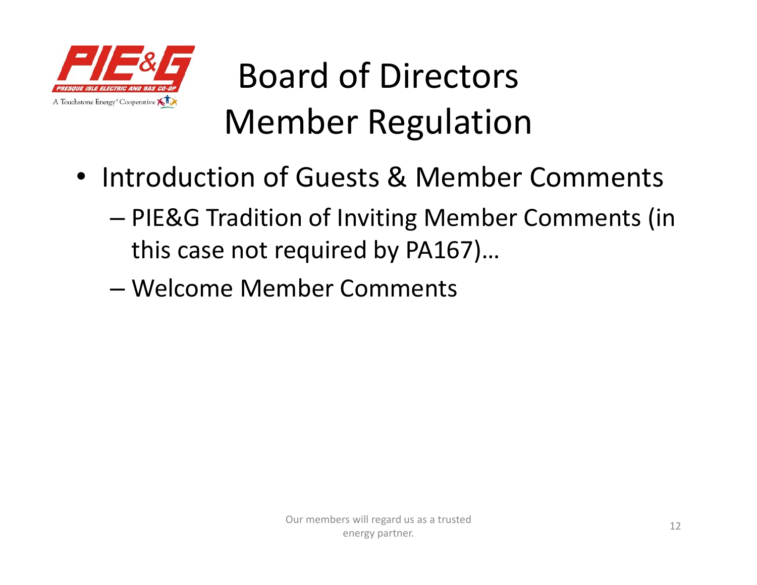# Board of Directors Member Regulation

- Introduction of Guests & Member Comments
  - PIE&G Tradition of Inviting Member Comments (in this case not required by PA167)…
  - Welcome Member Comments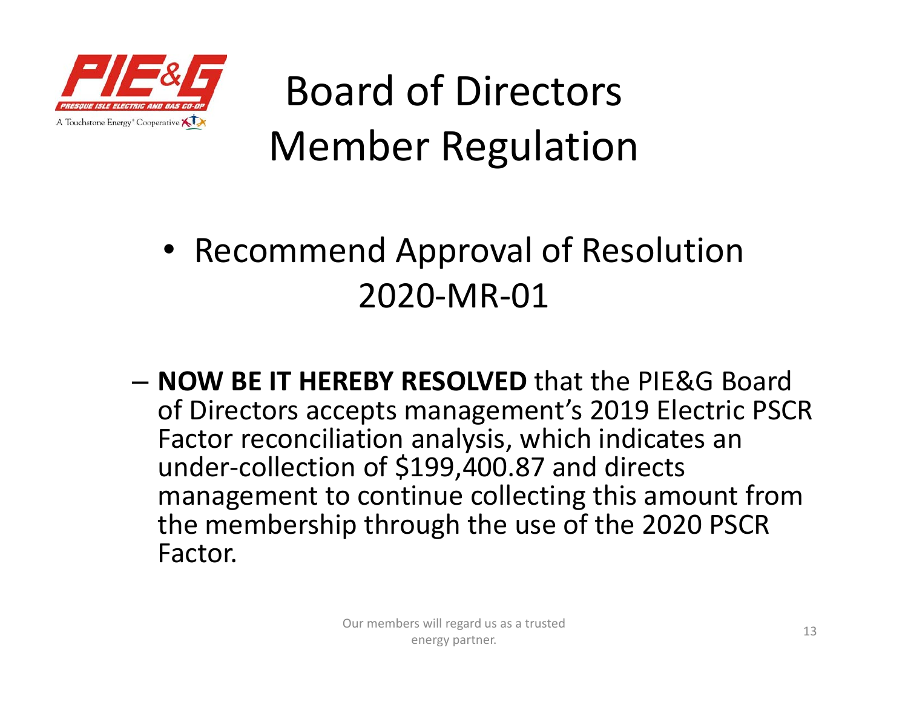# Board of Directors Member Regulation

- Recommend Approval of Resolution 2020-MR-01

  – **NOW BE IT HEREBY RESOLVED** that the PIE&G Board of Directors accepts management's 2019 Electric PSCR Factor reconciliation analysis, which indicates an under-collection of $199,400.87 and directs management to continue collecting this amount from the membership through the use of the 2020 PSCR Factor.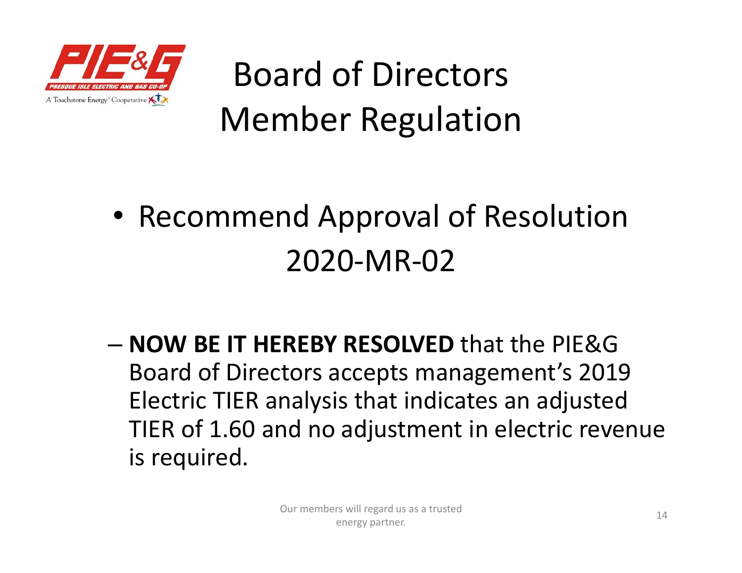# Board of Directors Member Regulation

- Recommend Approval of Resolution 2020-MR-02
  - **NOW BE IT HEREBY RESOLVED** that the PIE&G Board of Directors accepts management's 2019 Electric TIER analysis that indicates an adjusted TIER of 1.60 and no adjustment in electric revenue is required.

Our members will regard us as a trusted energy partner.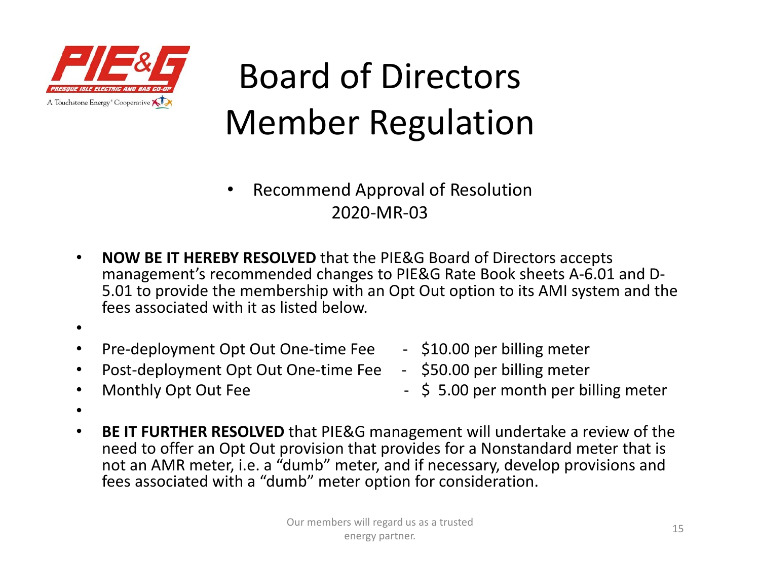# Board of Directors Member Regulation

- Recommend Approval of Resolution 2020-MR-03

- **NOW BE IT HEREBY RESOLVED** that the PIE&G Board of Directors accepts management's recommended changes to PIE&G Rate Book sheets A-6.01 and D-5.01 to provide the membership with an Opt Out option to its AMI system and the fees associated with it as listed below.
- Pre-deployment Opt Out One-time Fee - $10.00 per billing meter
- Post-deployment Opt Out One-time Fee - $50.00 per billing meter
- Monthly Opt Out Fee - $ 5.00 per month per billing meter
- **BE IT FURTHER RESOLVED** that PIE&G management will undertake a review of the need to offer an Opt Out provision that provides for a Nonstandard meter that is not an AMR meter, i.e. a "dumb" meter, and if necessary, develop provisions and fees associated with a "dumb" meter option for consideration.

Our members will regard us as a trusted energy partner.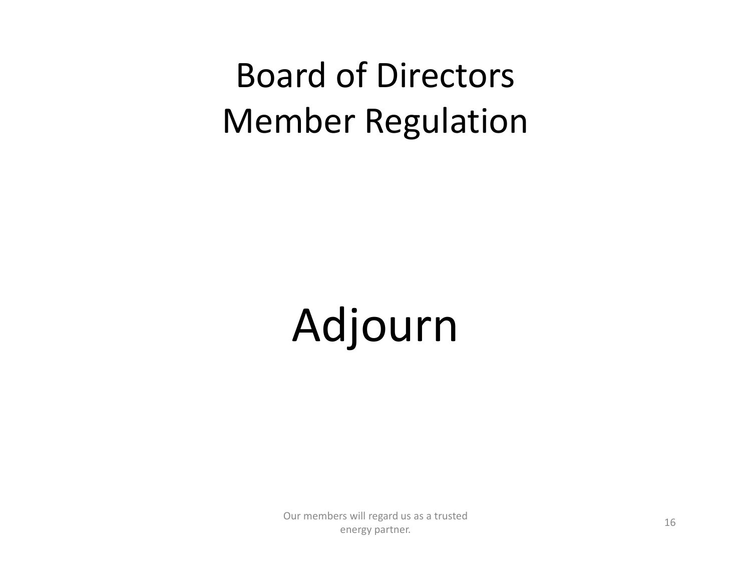# Board of Directors
# Member Regulation

# Adjourn

Our members will regard us as a trusted energy partner.